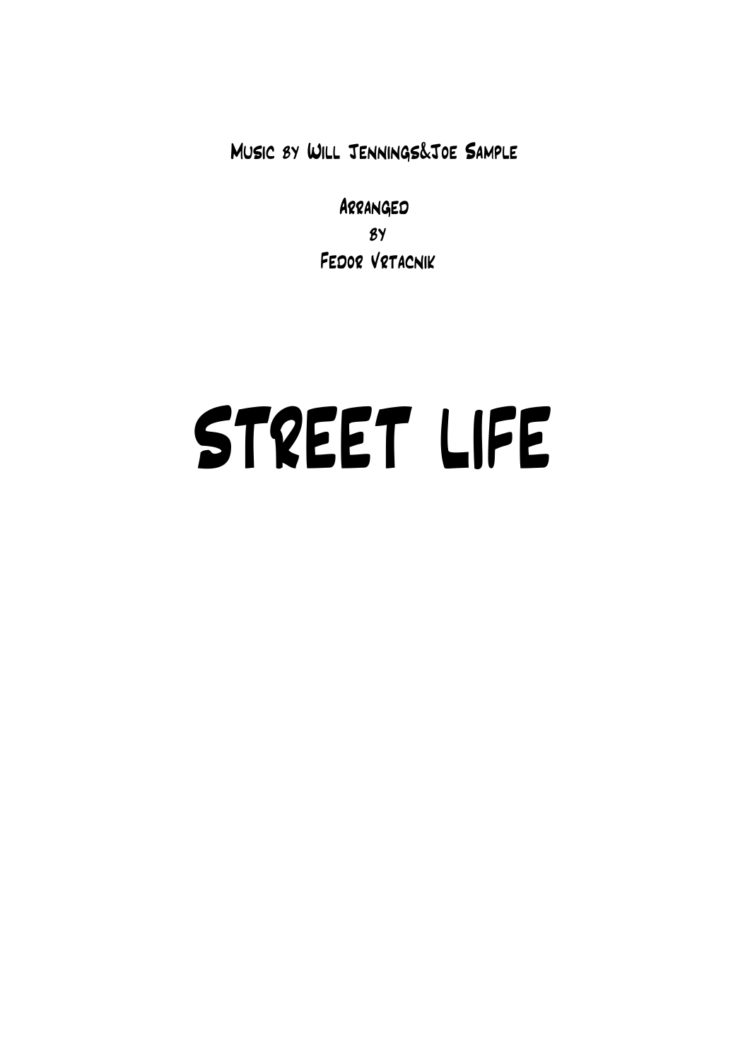Music by Will Jennings&Joe Sample

Arranged
by
Fedor Vrtacnik

# Street Life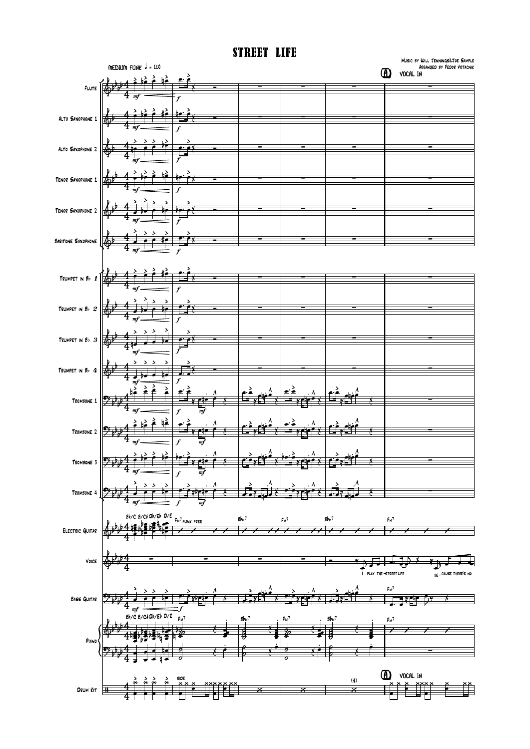# STREET LIFE

Music by Will Jennings&Joe Sample
Arranged by Fedor Vrtacnik

MEDIUM FUNK ♩ = 110

Flute
Alto Saxophone 1
Alto Saxophone 2
Tenor Saxophone 1
Tenor Saxophone 2
Baritone Saxophone
Trumpet in B♭ 1
Trumpet in B♭ 2
Trumpet in B♭ 3
Trumpet in B♭ 4
Trombone 1
Trombone 2
Trombone 3
Trombone 4
Electric Guitar
Voice
Bass Guitar
Piano
Drum Kit

Bb/C B/C# Db/Eb D/E Fm7 FUNK FREE Bbm7 Fm7 Bbm7 Fm7

(A) VOCAL IN

I play the street life be-cause there's no

RIDE

(4)